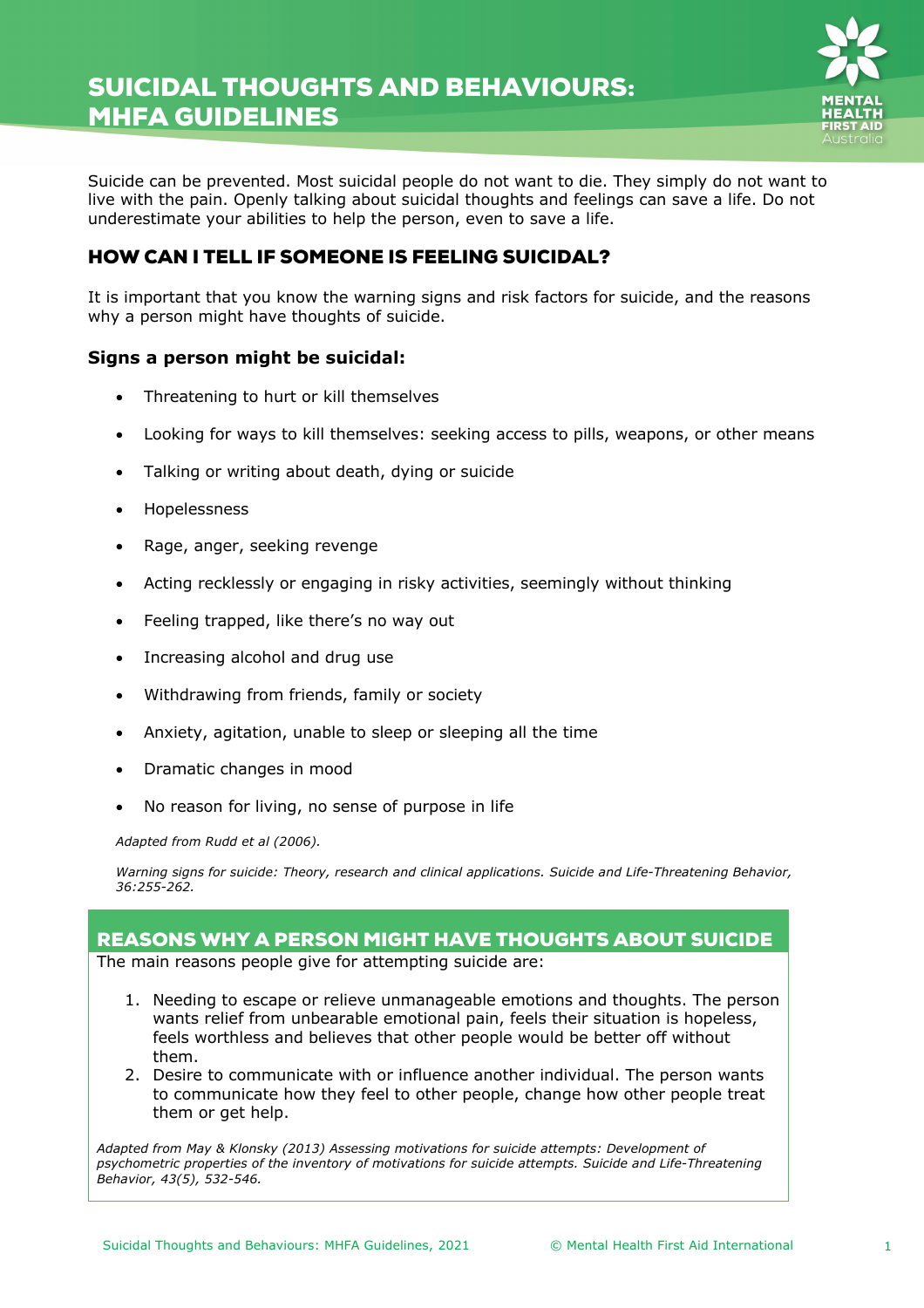# SUICIDAL THOUGHTS AND BEHAVIOURS: MHFA GUIDELINES

Suicide can be prevented. Most suicidal people do not want to die. They simply do not want to live with the pain. Openly talking about suicidal thoughts and feelings can save a life. Do not underestimate your abilities to help the person, even to save a life.

## HOW CAN I TELL IF SOMEONE IS FEELING SUICIDAL?

It is important that you know the warning signs and risk factors for suicide, and the reasons why a person might have thoughts of suicide.

### Signs a person might be suicidal:

- Threatening to hurt or kill themselves
- Looking for ways to kill themselves: seeking access to pills, weapons, or other means
- Talking or writing about death, dying or suicide
- Hopelessness
- Rage, anger, seeking revenge
- Acting recklessly or engaging in risky activities, seemingly without thinking
- Feeling trapped, like there's no way out
- Increasing alcohol and drug use
- Withdrawing from friends, family or society
- Anxiety, agitation, unable to sleep or sleeping all the time
- Dramatic changes in mood
- No reason for living, no sense of purpose in life

*Adapted from Rudd et al (2006).*

*Warning signs for suicide: Theory, research and clinical applications. Suicide and Life-Threatening Behavior, 36:255-262.*

## REASONS WHY A PERSON MIGHT HAVE THOUGHTS ABOUT SUICIDE

The main reasons people give for attempting suicide are:

1. Needing to escape or relieve unmanageable emotions and thoughts. The person wants relief from unbearable emotional pain, feels their situation is hopeless, feels worthless and believes that other people would be better off without them.
2. Desire to communicate with or influence another individual. The person wants to communicate how they feel to other people, change how other people treat them or get help.

*Adapted from May & Klonsky (2013) Assessing motivations for suicide attempts: Development of psychometric properties of the inventory of motivations for suicide attempts. Suicide and Life-Threatening Behavior, 43(5), 532-546.*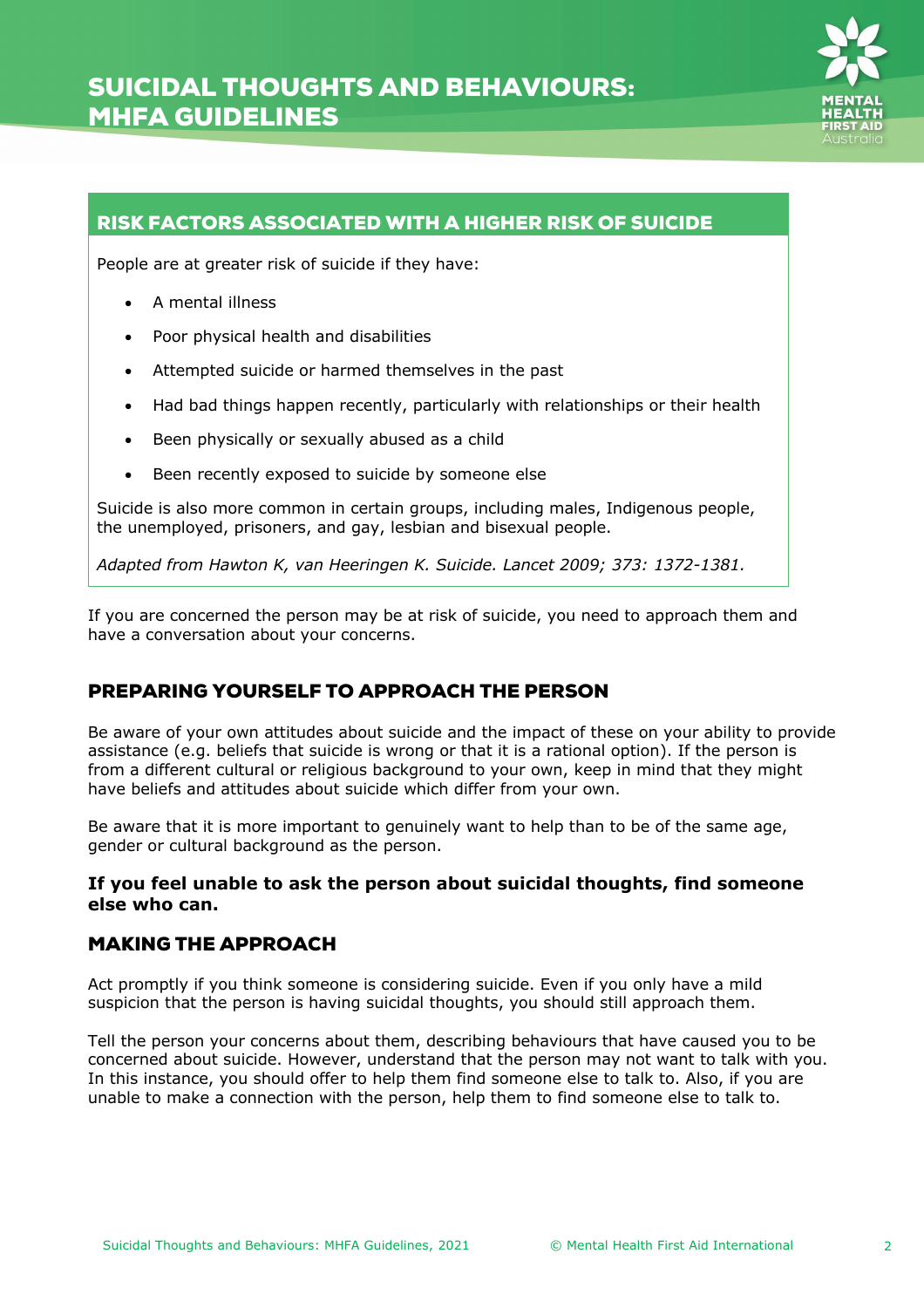## RISK FACTORS ASSOCIATED WITH A HIGHER RISK OF SUICIDE

People are at greater risk of suicide if they have:

- A mental illness
- Poor physical health and disabilities
- Attempted suicide or harmed themselves in the past
- Had bad things happen recently, particularly with relationships or their health
- Been physically or sexually abused as a child
- Been recently exposed to suicide by someone else

Suicide is also more common in certain groups, including males, Indigenous people, the unemployed, prisoners, and gay, lesbian and bisexual people.

*Adapted from Hawton K, van Heeringen K. Suicide. Lancet 2009; 373: 1372-1381.*

If you are concerned the person may be at risk of suicide, you need to approach them and have a conversation about your concerns.

## PREPARING YOURSELF TO APPROACH THE PERSON

Be aware of your own attitudes about suicide and the impact of these on your ability to provide assistance (e.g. beliefs that suicide is wrong or that it is a rational option). If the person is from a different cultural or religious background to your own, keep in mind that they might have beliefs and attitudes about suicide which differ from your own.

Be aware that it is more important to genuinely want to help than to be of the same age, gender or cultural background as the person.

**If you feel unable to ask the person about suicidal thoughts, find someone else who can.**

## MAKING THE APPROACH

Act promptly if you think someone is considering suicide. Even if you only have a mild suspicion that the person is having suicidal thoughts, you should still approach them.

Tell the person your concerns about them, describing behaviours that have caused you to be concerned about suicide. However, understand that the person may not want to talk with you. In this instance, you should offer to help them find someone else to talk to. Also, if you are unable to make a connection with the person, help them to find someone else to talk to.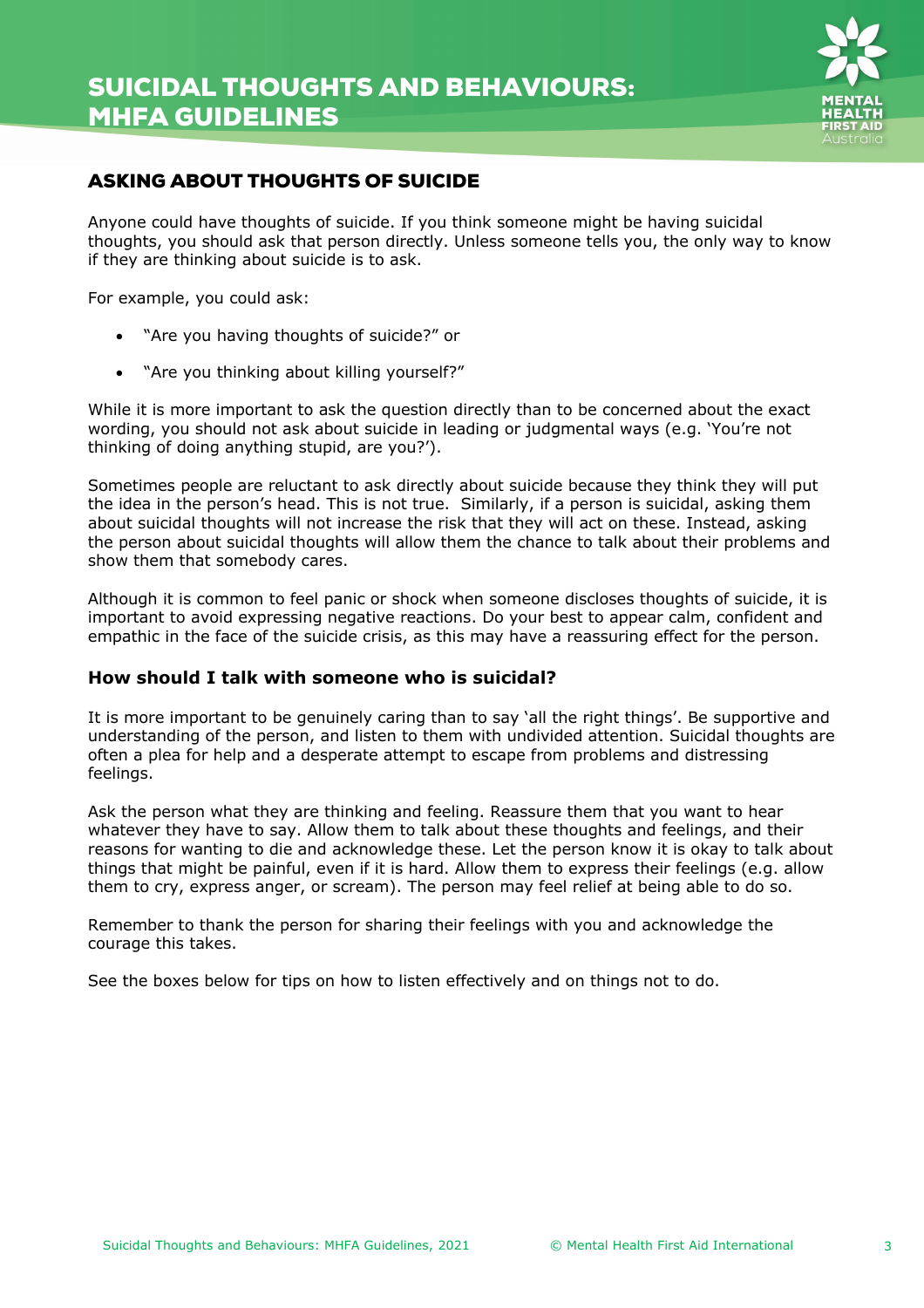## ASKING ABOUT THOUGHTS OF SUICIDE

Anyone could have thoughts of suicide. If you think someone might be having suicidal thoughts, you should ask that person directly. Unless someone tells you, the only way to know if they are thinking about suicide is to ask.

For example, you could ask:

- "Are you having thoughts of suicide?" or
- "Are you thinking about killing yourself?"

While it is more important to ask the question directly than to be concerned about the exact wording, you should not ask about suicide in leading or judgmental ways (e.g. 'You're not thinking of doing anything stupid, are you?').

Sometimes people are reluctant to ask directly about suicide because they think they will put the idea in the person's head. This is not true. Similarly, if a person is suicidal, asking them about suicidal thoughts will not increase the risk that they will act on these. Instead, asking the person about suicidal thoughts will allow them the chance to talk about their problems and show them that somebody cares.

Although it is common to feel panic or shock when someone discloses thoughts of suicide, it is important to avoid expressing negative reactions. Do your best to appear calm, confident and empathic in the face of the suicide crisis, as this may have a reassuring effect for the person.

### How should I talk with someone who is suicidal?

It is more important to be genuinely caring than to say 'all the right things'. Be supportive and understanding of the person, and listen to them with undivided attention. Suicidal thoughts are often a plea for help and a desperate attempt to escape from problems and distressing feelings.

Ask the person what they are thinking and feeling. Reassure them that you want to hear whatever they have to say. Allow them to talk about these thoughts and feelings, and their reasons for wanting to die and acknowledge these. Let the person know it is okay to talk about things that might be painful, even if it is hard. Allow them to express their feelings (e.g. allow them to cry, express anger, or scream). The person may feel relief at being able to do so.

Remember to thank the person for sharing their feelings with you and acknowledge the courage this takes.

See the boxes below for tips on how to listen effectively and on things not to do.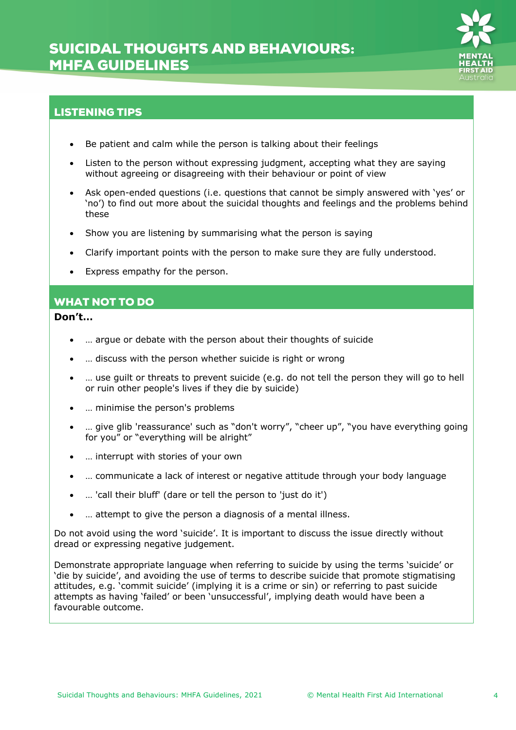## LISTENING TIPS

- Be patient and calm while the person is talking about their feelings
- Listen to the person without expressing judgment, accepting what they are saying without agreeing or disagreeing with their behaviour or point of view
- Ask open-ended questions (i.e. questions that cannot be simply answered with 'yes' or 'no') to find out more about the suicidal thoughts and feelings and the problems behind these
- Show you are listening by summarising what the person is saying
- Clarify important points with the person to make sure they are fully understood.
- Express empathy for the person.

## WHAT NOT TO DO

**Don't…**

- … argue or debate with the person about their thoughts of suicide
- … discuss with the person whether suicide is right or wrong
- … use guilt or threats to prevent suicide (e.g. do not tell the person they will go to hell or ruin other people's lives if they die by suicide)
- … minimise the person's problems
- … give glib 'reassurance' such as "don't worry", "cheer up", "you have everything going for you" or "everything will be alright"
- … interrupt with stories of your own
- … communicate a lack of interest or negative attitude through your body language
- … 'call their bluff' (dare or tell the person to 'just do it')
- … attempt to give the person a diagnosis of a mental illness.

Do not avoid using the word 'suicide'. It is important to discuss the issue directly without dread or expressing negative judgement.

Demonstrate appropriate language when referring to suicide by using the terms 'suicide' or 'die by suicide', and avoiding the use of terms to describe suicide that promote stigmatising attitudes, e.g. 'commit suicide' (implying it is a crime or sin) or referring to past suicide attempts as having 'failed' or been 'unsuccessful', implying death would have been a favourable outcome.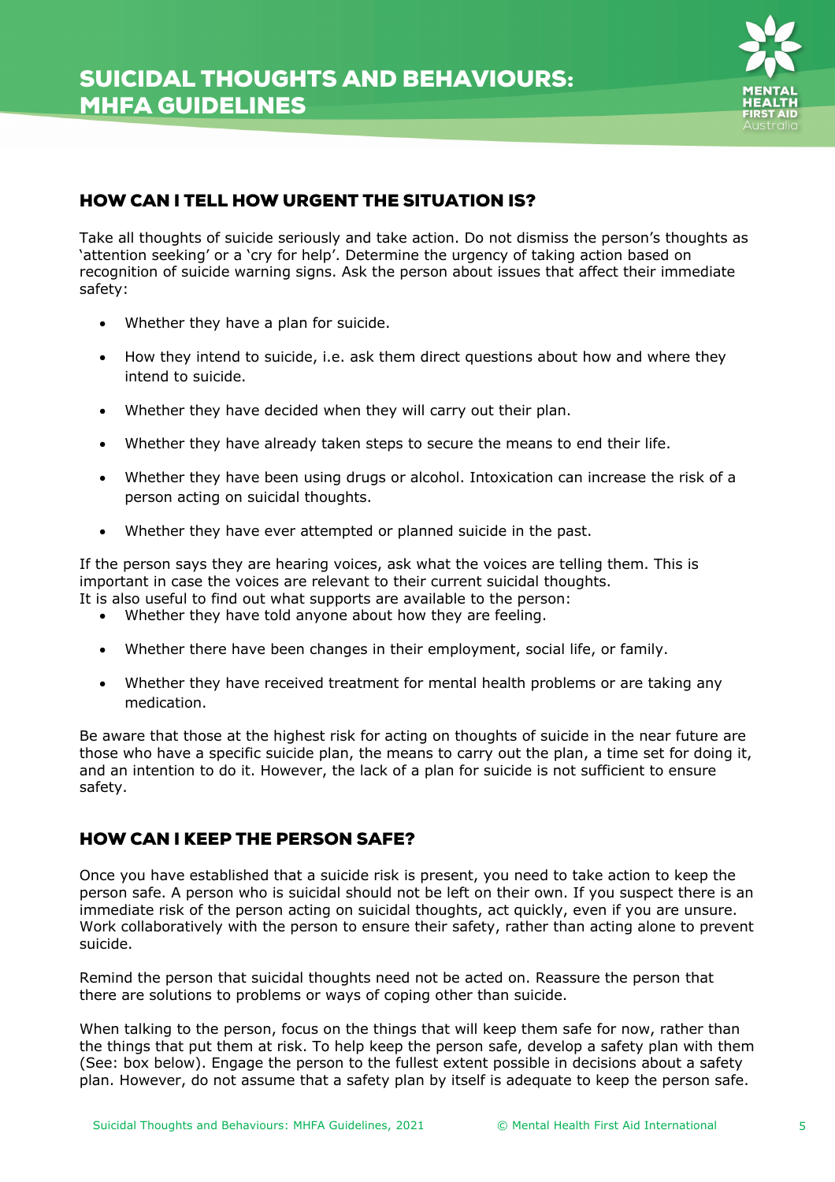## HOW CAN I TELL HOW URGENT THE SITUATION IS?

Take all thoughts of suicide seriously and take action. Do not dismiss the person's thoughts as 'attention seeking' or a 'cry for help'. Determine the urgency of taking action based on recognition of suicide warning signs. Ask the person about issues that affect their immediate safety:

- Whether they have a plan for suicide.
- How they intend to suicide, i.e. ask them direct questions about how and where they intend to suicide.
- Whether they have decided when they will carry out their plan.
- Whether they have already taken steps to secure the means to end their life.
- Whether they have been using drugs or alcohol. Intoxication can increase the risk of a person acting on suicidal thoughts.
- Whether they have ever attempted or planned suicide in the past.

If the person says they are hearing voices, ask what the voices are telling them. This is important in case the voices are relevant to their current suicidal thoughts.
It is also useful to find out what supports are available to the person:

- Whether they have told anyone about how they are feeling.
- Whether there have been changes in their employment, social life, or family.
- Whether they have received treatment for mental health problems or are taking any medication.

Be aware that those at the highest risk for acting on thoughts of suicide in the near future are those who have a specific suicide plan, the means to carry out the plan, a time set for doing it, and an intention to do it. However, the lack of a plan for suicide is not sufficient to ensure safety.

## HOW CAN I KEEP THE PERSON SAFE?

Once you have established that a suicide risk is present, you need to take action to keep the person safe. A person who is suicidal should not be left on their own. If you suspect there is an immediate risk of the person acting on suicidal thoughts, act quickly, even if you are unsure. Work collaboratively with the person to ensure their safety, rather than acting alone to prevent suicide.

Remind the person that suicidal thoughts need not be acted on. Reassure the person that there are solutions to problems or ways of coping other than suicide.

When talking to the person, focus on the things that will keep them safe for now, rather than the things that put them at risk. To help keep the person safe, develop a safety plan with them (See: box below). Engage the person to the fullest extent possible in decisions about a safety plan. However, do not assume that a safety plan by itself is adequate to keep the person safe.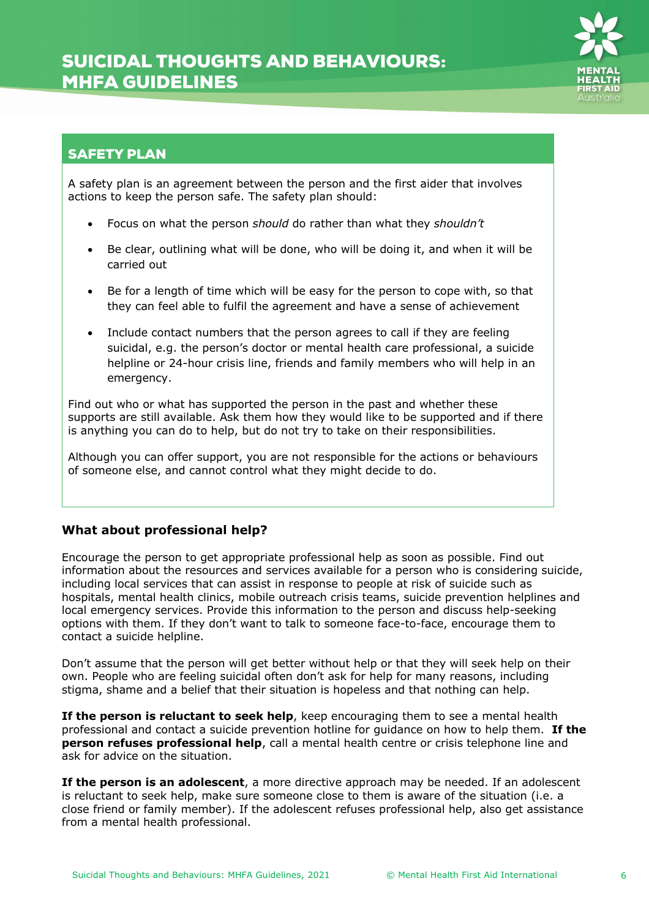## SAFETY PLAN

A safety plan is an agreement between the person and the first aider that involves actions to keep the person safe. The safety plan should:

- Focus on what the person *should* do rather than what they *shouldn't*
- Be clear, outlining what will be done, who will be doing it, and when it will be carried out
- Be for a length of time which will be easy for the person to cope with, so that they can feel able to fulfil the agreement and have a sense of achievement
- Include contact numbers that the person agrees to call if they are feeling suicidal, e.g. the person's doctor or mental health care professional, a suicide helpline or 24-hour crisis line, friends and family members who will help in an emergency.

Find out who or what has supported the person in the past and whether these supports are still available. Ask them how they would like to be supported and if there is anything you can do to help, but do not try to take on their responsibilities.

Although you can offer support, you are not responsible for the actions or behaviours of someone else, and cannot control what they might decide to do.

### What about professional help?

Encourage the person to get appropriate professional help as soon as possible. Find out information about the resources and services available for a person who is considering suicide, including local services that can assist in response to people at risk of suicide such as hospitals, mental health clinics, mobile outreach crisis teams, suicide prevention helplines and local emergency services. Provide this information to the person and discuss help-seeking options with them. If they don't want to talk to someone face-to-face, encourage them to contact a suicide helpline.

Don't assume that the person will get better without help or that they will seek help on their own. People who are feeling suicidal often don't ask for help for many reasons, including stigma, shame and a belief that their situation is hopeless and that nothing can help.

**If the person is reluctant to seek help**, keep encouraging them to see a mental health professional and contact a suicide prevention hotline for guidance on how to help them. **If the person refuses professional help**, call a mental health centre or crisis telephone line and ask for advice on the situation.

**If the person is an adolescent**, a more directive approach may be needed. If an adolescent is reluctant to seek help, make sure someone close to them is aware of the situation (i.e. a close friend or family member). If the adolescent refuses professional help, also get assistance from a mental health professional.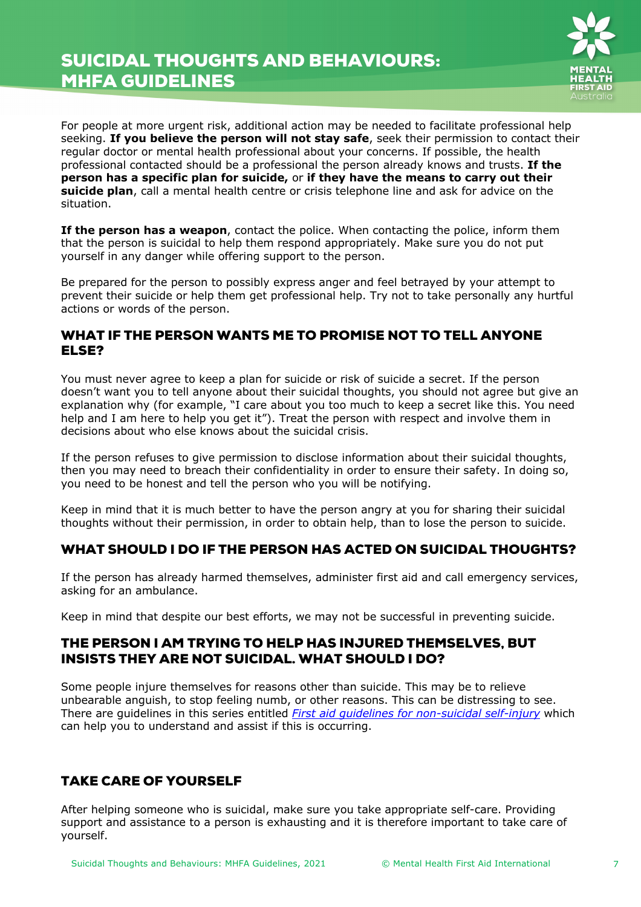For people at more urgent risk, additional action may be needed to facilitate professional help seeking. **If you believe the person will not stay safe**, seek their permission to contact their regular doctor or mental health professional about your concerns. If possible, the health professional contacted should be a professional the person already knows and trusts. **If the person has a specific plan for suicide,** or **if they have the means to carry out their suicide plan**, call a mental health centre or crisis telephone line and ask for advice on the situation.

**If the person has a weapon**, contact the police. When contacting the police, inform them that the person is suicidal to help them respond appropriately. Make sure you do not put yourself in any danger while offering support to the person.

Be prepared for the person to possibly express anger and feel betrayed by your attempt to prevent their suicide or help them get professional help. Try not to take personally any hurtful actions or words of the person.

## WHAT IF THE PERSON WANTS ME TO PROMISE NOT TO TELL ANYONE ELSE?

You must never agree to keep a plan for suicide or risk of suicide a secret. If the person doesn't want you to tell anyone about their suicidal thoughts, you should not agree but give an explanation why (for example, "I care about you too much to keep a secret like this. You need help and I am here to help you get it"). Treat the person with respect and involve them in decisions about who else knows about the suicidal crisis.

If the person refuses to give permission to disclose information about their suicidal thoughts, then you may need to breach their confidentiality in order to ensure their safety. In doing so, you need to be honest and tell the person who you will be notifying.

Keep in mind that it is much better to have the person angry at you for sharing their suicidal thoughts without their permission, in order to obtain help, than to lose the person to suicide.

## WHAT SHOULD I DO IF THE PERSON HAS ACTED ON SUICIDAL THOUGHTS?

If the person has already harmed themselves, administer first aid and call emergency services, asking for an ambulance.

Keep in mind that despite our best efforts, we may not be successful in preventing suicide.

## THE PERSON I AM TRYING TO HELP HAS INJURED THEMSELVES, BUT INSISTS THEY ARE NOT SUICIDAL. WHAT SHOULD I DO?

Some people injure themselves for reasons other than suicide. This may be to relieve unbearable anguish, to stop feeling numb, or other reasons. This can be distressing to see. There are guidelines in this series entitled *First aid guidelines for non-suicidal self-injury* which can help you to understand and assist if this is occurring.

## TAKE CARE OF YOURSELF

After helping someone who is suicidal, make sure you take appropriate self-care. Providing support and assistance to a person is exhausting and it is therefore important to take care of yourself.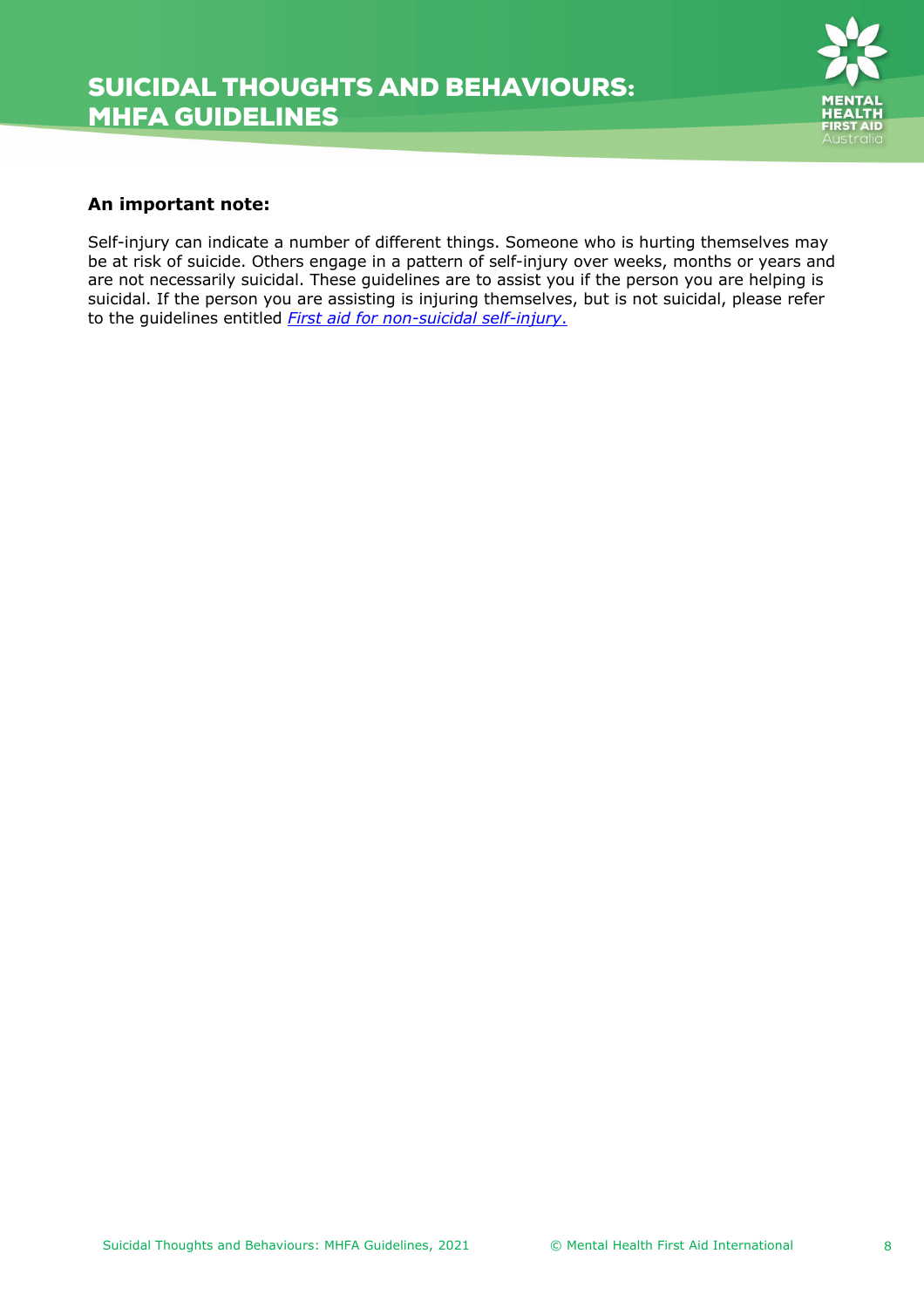**An important note:**

Self-injury can indicate a number of different things. Someone who is hurting themselves may be at risk of suicide. Others engage in a pattern of self-injury over weeks, months or years and are not necessarily suicidal. These guidelines are to assist you if the person you are helping is suicidal. If the person you are assisting is injuring themselves, but is not suicidal, please refer to the guidelines entitled *First aid for non-suicidal self-injury*.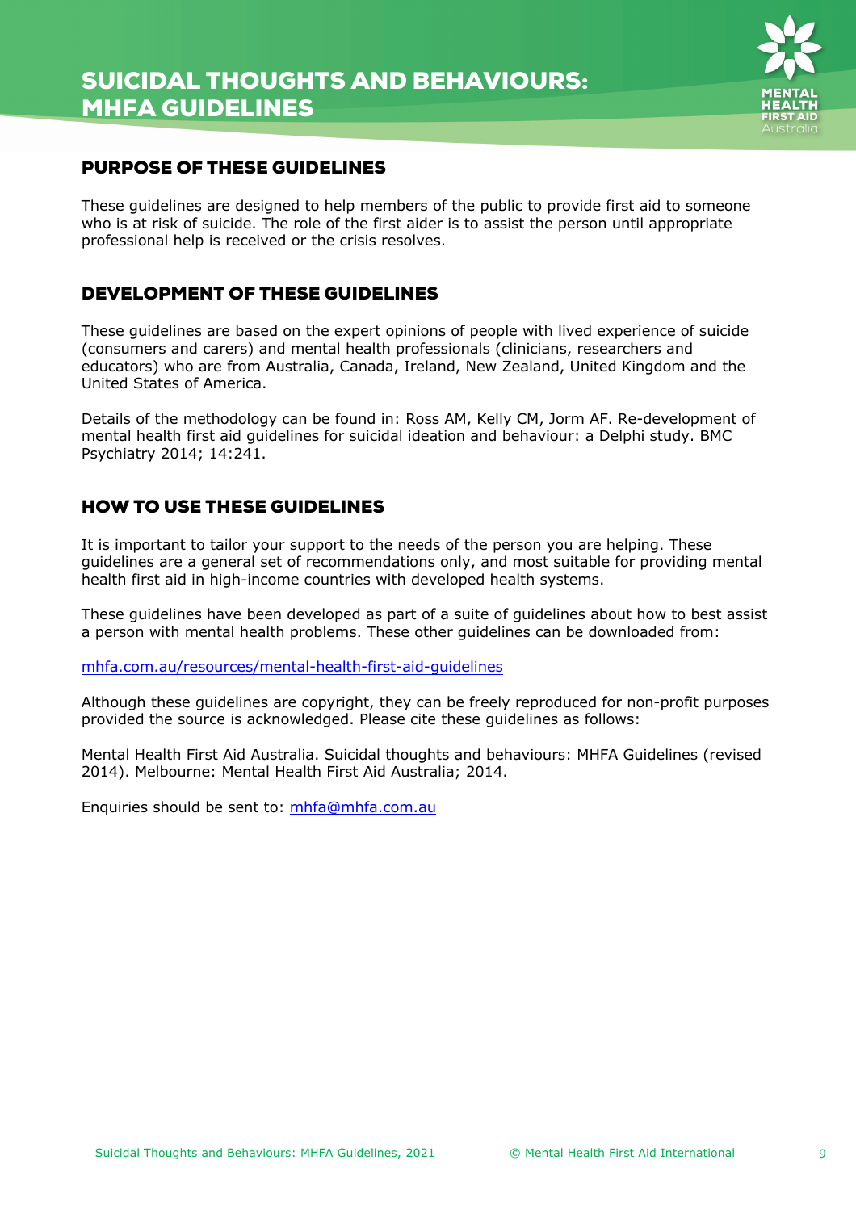# SUICIDAL THOUGHTS AND BEHAVIOURS: MHFA GUIDELINES

## PURPOSE OF THESE GUIDELINES

These guidelines are designed to help members of the public to provide first aid to someone who is at risk of suicide. The role of the first aider is to assist the person until appropriate professional help is received or the crisis resolves.

## DEVELOPMENT OF THESE GUIDELINES

These guidelines are based on the expert opinions of people with lived experience of suicide (consumers and carers) and mental health professionals (clinicians, researchers and educators) who are from Australia, Canada, Ireland, New Zealand, United Kingdom and the United States of America.

Details of the methodology can be found in: Ross AM, Kelly CM, Jorm AF. Re-development of mental health first aid guidelines for suicidal ideation and behaviour: a Delphi study. BMC Psychiatry 2014; 14:241.

## HOW TO USE THESE GUIDELINES

It is important to tailor your support to the needs of the person you are helping. These guidelines are a general set of recommendations only, and most suitable for providing mental health first aid in high-income countries with developed health systems.

These guidelines have been developed as part of a suite of guidelines about how to best assist a person with mental health problems. These other guidelines can be downloaded from:

mhfa.com.au/resources/mental-health-first-aid-guidelines

Although these guidelines are copyright, they can be freely reproduced for non-profit purposes provided the source is acknowledged. Please cite these guidelines as follows:

Mental Health First Aid Australia. Suicidal thoughts and behaviours: MHFA Guidelines (revised 2014). Melbourne: Mental Health First Aid Australia; 2014.

Enquiries should be sent to: mhfa@mhfa.com.au